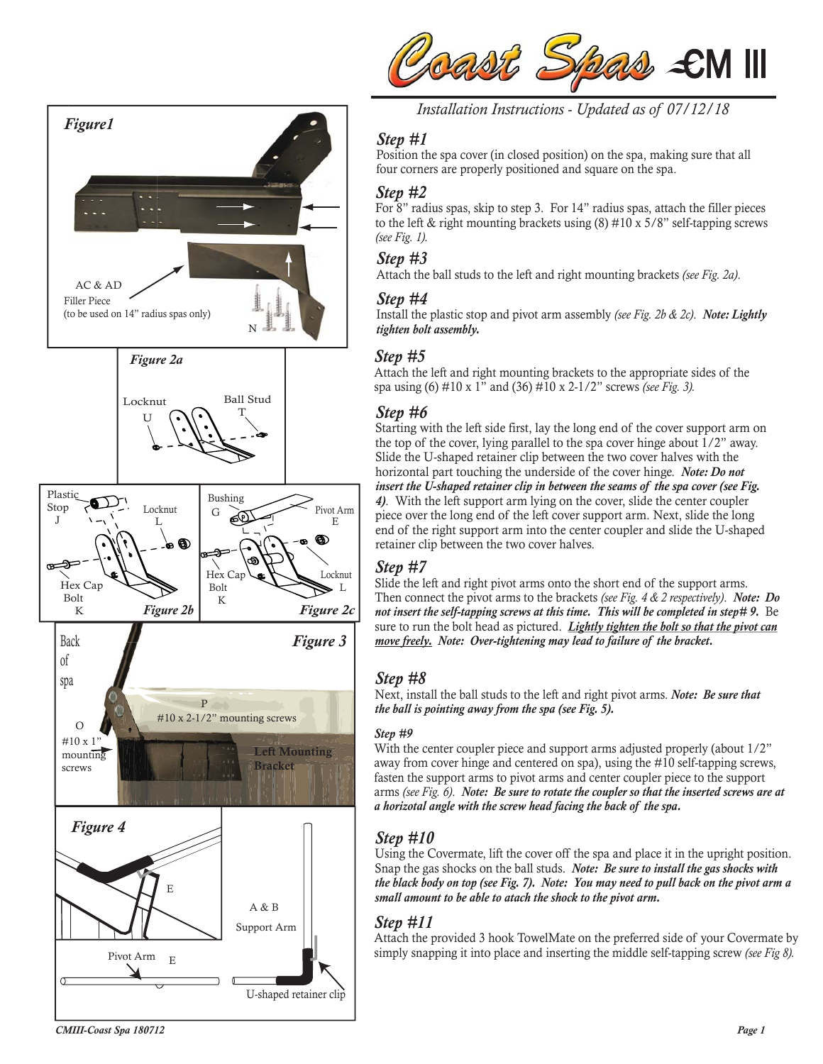# Coast Spas CM III

*Installation Instructions - Updated as of 07/12/18*

### *Step #1*

Position the spa cover (in closed position) on the spa, making sure that all four corners are properly positioned and square on the spa.

### *Step #2*

For 8" radius spas, skip to step 3. For 14" radius spas, attach the filler pieces to the left & right mounting brackets using (8) #10 x 5/8" self-tapping screws *(see Fig. 1).*

### *Step #3*

Attach the ball studs to the left and right mounting brackets *(see Fig. 2a).*

### *Step #4*

Install the plastic stop and pivot arm assembly *(see Fig. 2b & 2c).* ***Note: Lightly tighten bolt assembly.***

### *Step #5*

Attach the left and right mounting brackets to the appropriate sides of the spa using (6) #10 x 1" and (36) #10 x 2-1/2" screws *(see Fig. 3).*

### *Step #6*

Starting with the left side first, lay the long end of the cover support arm on the top of the cover, lying parallel to the spa cover hinge about 1/2" away. Slide the U-shaped retainer clip between the two cover halves with the horizontal part touching the underside of the cover hinge. ***Note: Do not insert the U-shaped retainer clip in between the seams of the spa cover (see Fig. 4).*** With the left support arm lying on the cover, slide the center coupler piece over the long end of the left cover support arm. Next, slide the long end of the right support arm into the center coupler and slide the U-shaped retainer clip between the two cover halves.

### *Step #7*

Slide the left and right pivot arms onto the short end of the support arms. Then connect the pivot arms to the brackets *(see Fig. 4 & 2 respectively).* ***Note: Do not insert the self-tapping screws at this time. This will be completed in step# 9.*** Be sure to run the bolt head as pictured. ***Lightly tighten the bolt so that the pivot can move freely. Note: Over-tightening may lead to failure of the bracket.***

### *Step #8*

Next, install the ball studs to the left and right pivot arms. ***Note: Be sure that the ball is pointing away from the spa (see Fig. 5).***

#### *Step #9*

With the center coupler piece and support arms adjusted properly (about 1/2" away from cover hinge and centered on spa), using the #10 self-tapping screws, fasten the support arms to pivot arms and center coupler piece to the support arms *(see Fig. 6).* ***Note: Be sure to rotate the coupler so that the inserted screws are at a horizotal angle with the screw head facing the back of the spa.***

### *Step #10*

Using the Covermate, lift the cover off the spa and place it in the upright position. Snap the gas shocks on the ball studs. ***Note: Be sure to install the gas shocks with the black body on top (see Fig. 7). Note: You may need to pull back on the pivot arm a small amount to be able to atach the shock to the pivot arm.***

### *Step #11*

Attach the provided 3 hook TowelMate on the preferred side of your Covermate by simply snapping it into place and inserting the middle self-tapping screw *(see Fig 8).*

*Figure1*

AC & AD
Filler Piece
(to be used on 14" radius spas only)

N

*Figure 2a*

Locknut U — Ball Stud T

*Figure 2b*

Plastic Stop J — Locknut L — Hex Cap Bolt K

*Figure 2c*

Bushing G — Pivot Arm E — Hex Cap Bolt K — Locknut L

*Figure 3*

Back of spa

O — #10 x 1" mounting screws

P — #10 x 2-1/2" mounting screws

Left Mounting Bracket

*Figure 4*

E

Pivot Arm E

A & B Support Arm

U-shaped retainer clip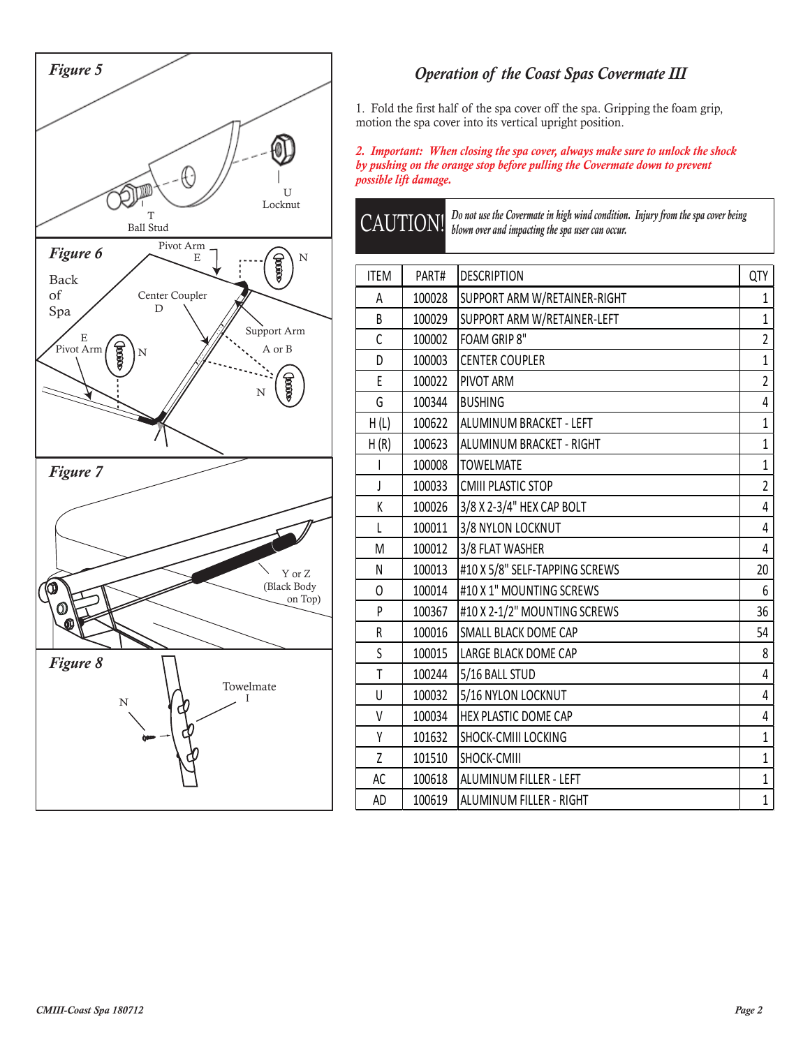Figure 5

T
Ball Stud

U
Locknut

Figure 6

Pivot Arm
E

N

Back of Spa

Center Coupler
D

E
Pivot Arm

N

Support Arm
A or B

N

Figure 7

Y or Z
(Black Body on Top)

Figure 8

N

Towelmate
I

## *Operation of the Coast Spas Covermate III*

1. Fold the first half of the spa cover off the spa. Gripping the foam grip, motion the spa cover into its vertical upright position.

***2. Important: When closing the spa cover, always make sure to unlock the shock by pushing on the orange stop before pulling the Covermate down to prevent possible lift damage.***

**CAUTION!** *Do not use the Covermate in high wind condition. Injury from the spa cover being blown over and impacting the spa user can occur.*

| ITEM | PART# | DESCRIPTION | QTY |
|---|---|---|---|
| A | 100028 | SUPPORT ARM W/RETAINER-RIGHT | 1 |
| B | 100029 | SUPPORT ARM W/RETAINER-LEFT | 1 |
| C | 100002 | FOAM GRIP 8" | 2 |
| D | 100003 | CENTER COUPLER | 1 |
| E | 100022 | PIVOT ARM | 2 |
| G | 100344 | BUSHING | 4 |
| H (L) | 100622 | ALUMINUM BRACKET - LEFT | 1 |
| H (R) | 100623 | ALUMINUM BRACKET - RIGHT | 1 |
| I | 100008 | TOWELMATE | 1 |
| J | 100033 | CMIII PLASTIC STOP | 2 |
| K | 100026 | 3/8 X 2-3/4" HEX CAP BOLT | 4 |
| L | 100011 | 3/8 NYLON LOCKNUT | 4 |
| M | 100012 | 3/8 FLAT WASHER | 4 |
| N | 100013 | #10 X 5/8" SELF-TAPPING SCREWS | 20 |
| O | 100014 | #10 X 1" MOUNTING SCREWS | 6 |
| P | 100367 | #10 X 2-1/2" MOUNTING SCREWS | 36 |
| R | 100016 | SMALL BLACK DOME CAP | 54 |
| S | 100015 | LARGE BLACK DOME CAP | 8 |
| T | 100244 | 5/16 BALL STUD | 4 |
| U | 100032 | 5/16 NYLON LOCKNUT | 4 |
| V | 100034 | HEX PLASTIC DOME CAP | 4 |
| Y | 101632 | SHOCK-CMIII LOCKING | 1 |
| Z | 101510 | SHOCK-CMIII | 1 |
| AC | 100618 | ALUMINUM FILLER - LEFT | 1 |
| AD | 100619 | ALUMINUM FILLER - RIGHT | 1 |